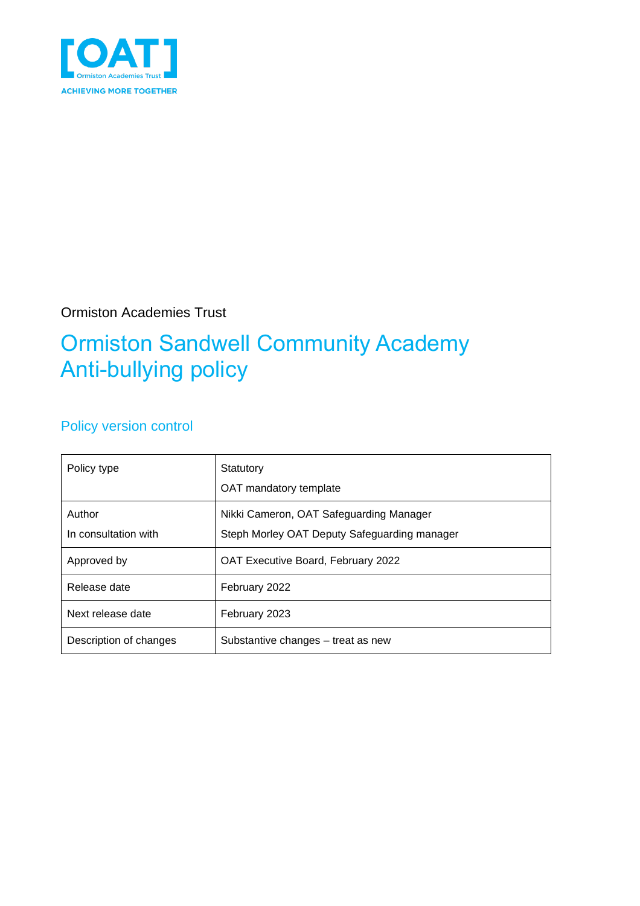[OAT]
Ormiston Academies Trust
ACHIEVING MORE TOGETHER

Ormiston Academies Trust

# Ormiston Sandwell Community Academy Anti-bullying policy

## Policy version control

| Policy type | Statutory<br>OAT mandatory template |
|---|---|
| Author<br>In consultation with | Nikki Cameron, OAT Safeguarding Manager<br>Steph Morley OAT Deputy Safeguarding manager |
| Approved by | OAT Executive Board, February 2022 |
| Release date | February 2022 |
| Next release date | February 2023 |
| Description of changes | Substantive changes – treat as new |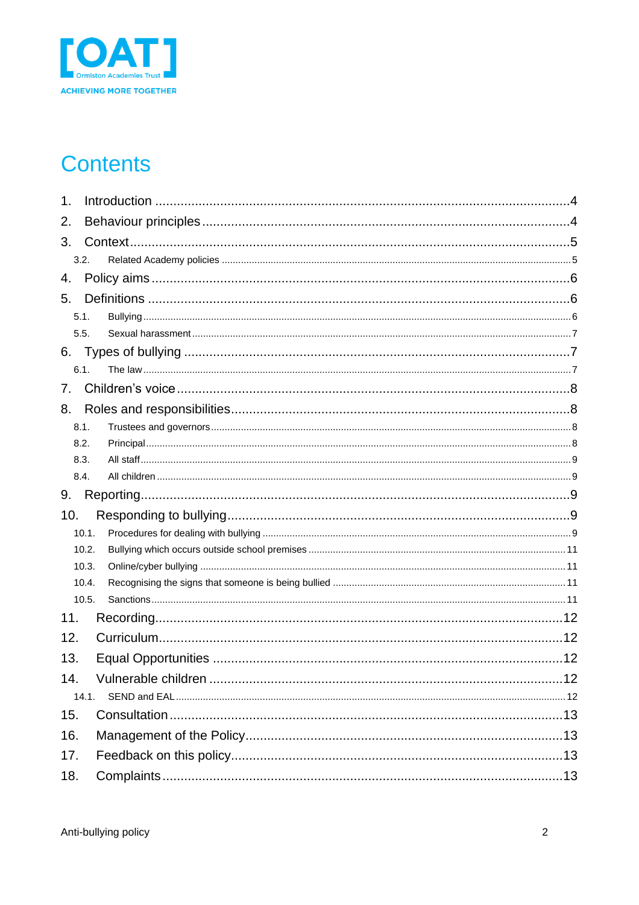# Contents

1. Introduction ....................................................................................................4
2. Behaviour principles ........................................................................................4
3. Context ...........................................................................................................5
   - 3.2. Related Academy policies ......................................................................5
4. Policy aims ......................................................................................................6
5. Definitions .......................................................................................................6
   - 5.1. Bullying ..................................................................................................6
   - 5.5. Sexual harassment ..................................................................................7
6. Types of bullying ..............................................................................................7
   - 6.1. The law ...................................................................................................7
7. Children's voice ................................................................................................8
8. Roles and responsibilities .................................................................................8
   - 8.1. Trustees and governors ...........................................................................8
   - 8.2. Principal ..................................................................................................8
   - 8.3. All staff ....................................................................................................9
   - 8.4. All children ..............................................................................................9
9. Reporting .........................................................................................................9
10. Responding to bullying ....................................................................................9
    - 10.1. Procedures for dealing with bullying ......................................................9
    - 10.2. Bullying which occurs outside school premises ....................................11
    - 10.3. Online/cyber bullying ............................................................................11
    - 10.4. Recognising the signs that someone is being bullied ............................11
    - 10.5. Sanctions ..............................................................................................11
11. Recording .......................................................................................................12
12. Curriculum .......................................................................................................12
13. Equal Opportunities .........................................................................................12
14. Vulnerable children ..........................................................................................12
    - 14.1. SEND and EAL ......................................................................................12
15. Consultation ....................................................................................................13
16. Management of the Policy ...............................................................................13
17. Feedback on this policy ...................................................................................13
18. Complaints ......................................................................................................13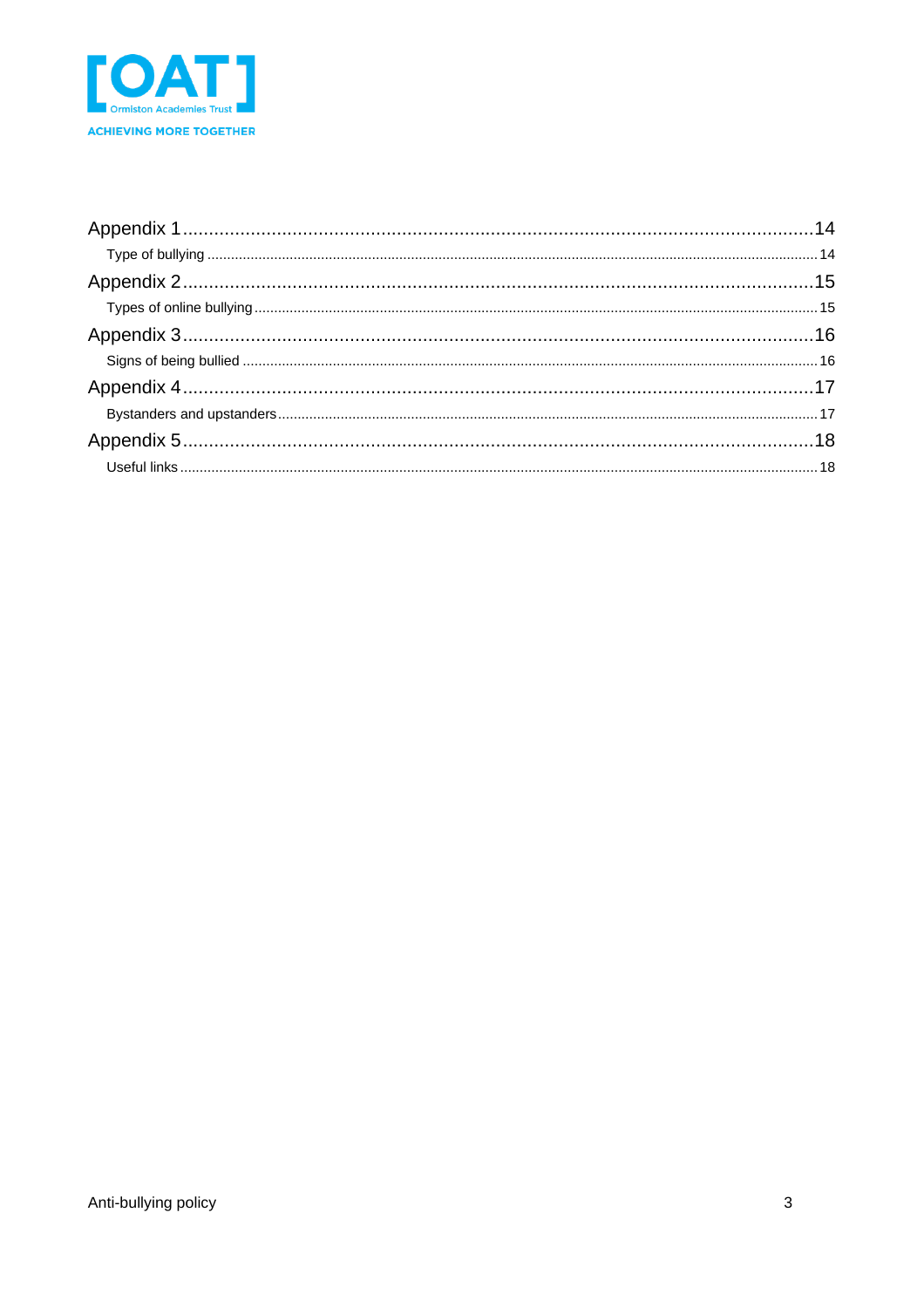[OAT]
Ormiston Academies Trust
ACHIEVING MORE TOGETHER

Appendix 1 ............ 14
- Type of bullying ............ 14

Appendix 2 ............ 15
- Types of online bullying ............ 15

Appendix 3 ............ 16
- Signs of being bullied ............ 16

Appendix 4 ............ 17
- Bystanders and upstanders ............ 17

Appendix 5 ............ 18
- Useful links ............ 18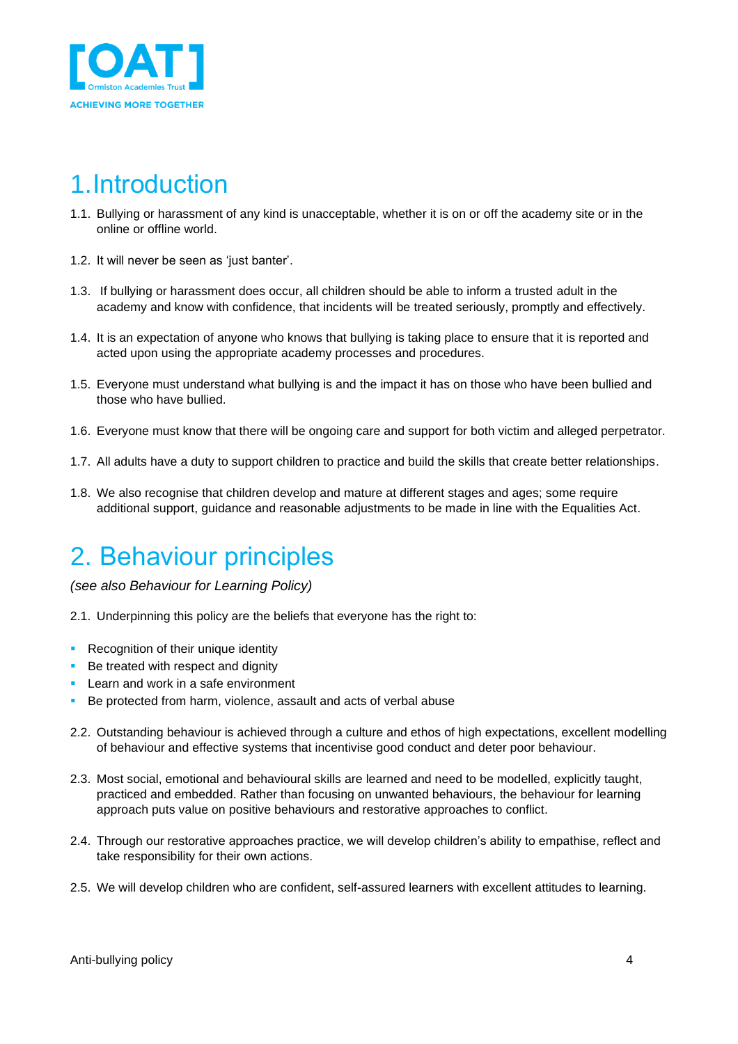# 1. Introduction

1.1. Bullying or harassment of any kind is unacceptable, whether it is on or off the academy site or in the online or offline world.

1.2. It will never be seen as 'just banter'.

1.3. If bullying or harassment does occur, all children should be able to inform a trusted adult in the academy and know with confidence, that incidents will be treated seriously, promptly and effectively.

1.4. It is an expectation of anyone who knows that bullying is taking place to ensure that it is reported and acted upon using the appropriate academy processes and procedures.

1.5. Everyone must understand what bullying is and the impact it has on those who have been bullied and those who have bullied.

1.6. Everyone must know that there will be ongoing care and support for both victim and alleged perpetrator.

1.7. All adults have a duty to support children to practice and build the skills that create better relationships.

1.8. We also recognise that children develop and mature at different stages and ages; some require additional support, guidance and reasonable adjustments to be made in line with the Equalities Act.

# 2. Behaviour principles

*(see also Behaviour for Learning Policy)*

2.1. Underpinning this policy are the beliefs that everyone has the right to:

- Recognition of their unique identity
- Be treated with respect and dignity
- Learn and work in a safe environment
- Be protected from harm, violence, assault and acts of verbal abuse

2.2. Outstanding behaviour is achieved through a culture and ethos of high expectations, excellent modelling of behaviour and effective systems that incentivise good conduct and deter poor behaviour.

2.3. Most social, emotional and behavioural skills are learned and need to be modelled, explicitly taught, practiced and embedded. Rather than focusing on unwanted behaviours, the behaviour for learning approach puts value on positive behaviours and restorative approaches to conflict.

2.4. Through our restorative approaches practice, we will develop children's ability to empathise, reflect and take responsibility for their own actions.

2.5. We will develop children who are confident, self-assured learners with excellent attitudes to learning.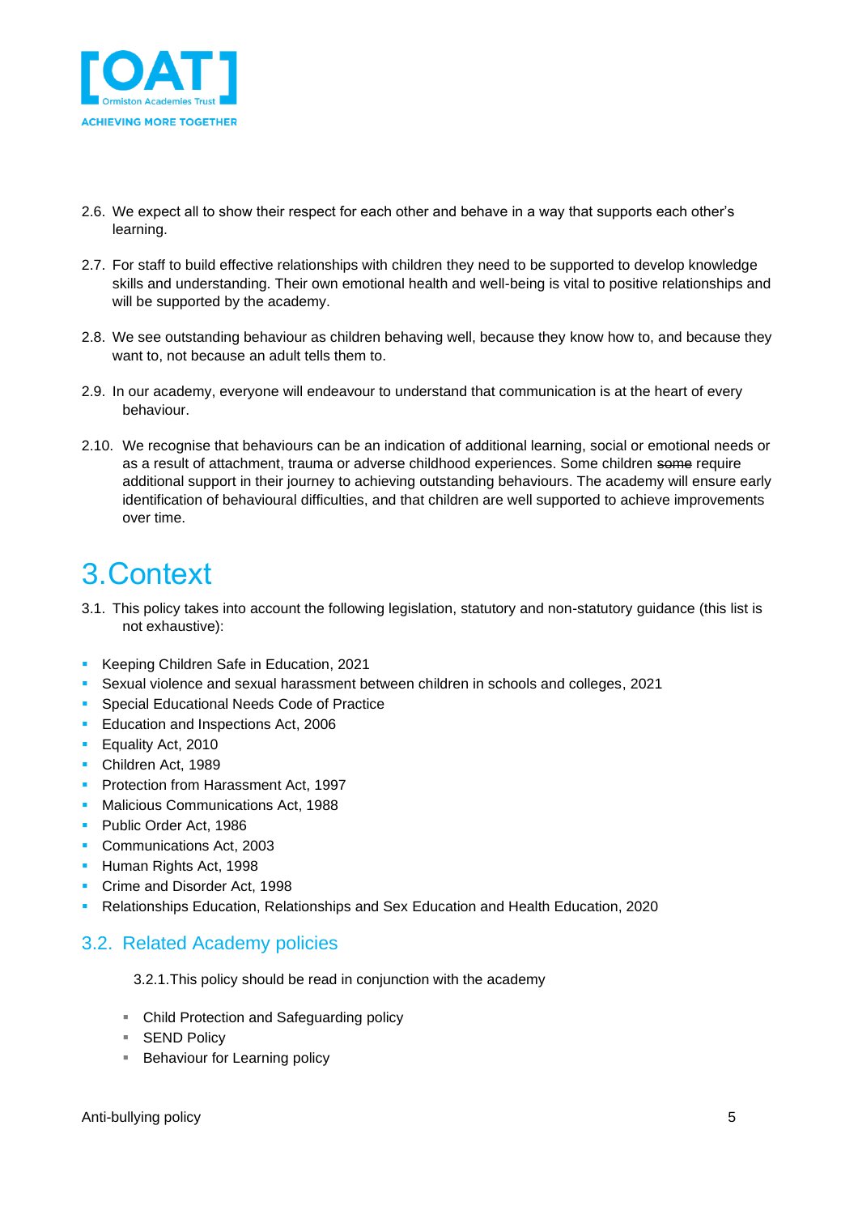2.6. We expect all to show their respect for each other and behave in a way that supports each other's learning.

2.7. For staff to build effective relationships with children they need to be supported to develop knowledge skills and understanding. Their own emotional health and well-being is vital to positive relationships and will be supported by the academy.

2.8. We see outstanding behaviour as children behaving well, because they know how to, and because they want to, not because an adult tells them to.

2.9. In our academy, everyone will endeavour to understand that communication is at the heart of every behaviour.

2.10. We recognise that behaviours can be an indication of additional learning, social or emotional needs or as a result of attachment, trauma or adverse childhood experiences. Some children ~~some~~ require additional support in their journey to achieving outstanding behaviours. The academy will ensure early identification of behavioural difficulties, and that children are well supported to achieve improvements over time.

# 3. Context

3.1. This policy takes into account the following legislation, statutory and non-statutory guidance (this list is not exhaustive):

- Keeping Children Safe in Education, 2021
- Sexual violence and sexual harassment between children in schools and colleges, 2021
- Special Educational Needs Code of Practice
- Education and Inspections Act, 2006
- Equality Act, 2010
- Children Act, 1989
- Protection from Harassment Act, 1997
- Malicious Communications Act, 1988
- Public Order Act, 1986
- Communications Act, 2003
- Human Rights Act, 1998
- Crime and Disorder Act, 1998
- Relationships Education, Relationships and Sex Education and Health Education, 2020

## 3.2. Related Academy policies

3.2.1. This policy should be read in conjunction with the academy

- Child Protection and Safeguarding policy
- SEND Policy
- Behaviour for Learning policy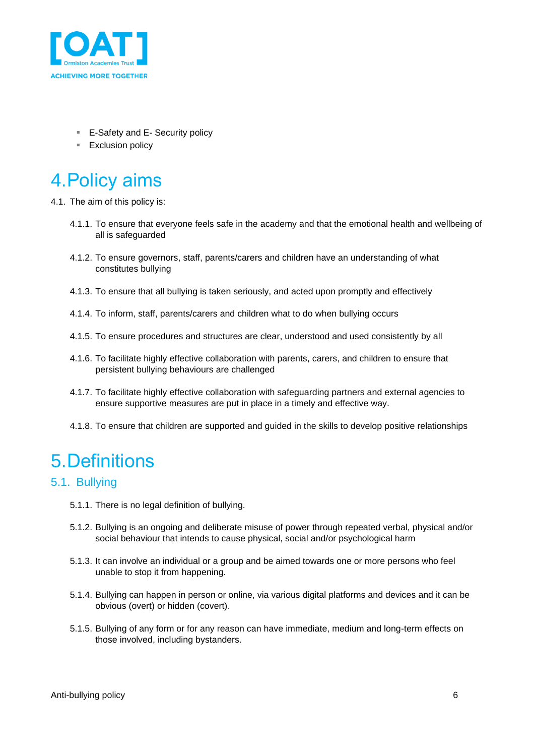- E-Safety and E- Security policy
- Exclusion policy

# 4. Policy aims

4.1. The aim of this policy is:

4.1.1. To ensure that everyone feels safe in the academy and that the emotional health and wellbeing of all is safeguarded

4.1.2. To ensure governors, staff, parents/carers and children have an understanding of what constitutes bullying

4.1.3. To ensure that all bullying is taken seriously, and acted upon promptly and effectively

4.1.4. To inform, staff, parents/carers and children what to do when bullying occurs

4.1.5. To ensure procedures and structures are clear, understood and used consistently by all

4.1.6. To facilitate highly effective collaboration with parents, carers, and children to ensure that persistent bullying behaviours are challenged

4.1.7. To facilitate highly effective collaboration with safeguarding partners and external agencies to ensure supportive measures are put in place in a timely and effective way.

4.1.8. To ensure that children are supported and guided in the skills to develop positive relationships

# 5. Definitions

## 5.1. Bullying

5.1.1. There is no legal definition of bullying.

5.1.2. Bullying is an ongoing and deliberate misuse of power through repeated verbal, physical and/or social behaviour that intends to cause physical, social and/or psychological harm

5.1.3. It can involve an individual or a group and be aimed towards one or more persons who feel unable to stop it from happening.

5.1.4. Bullying can happen in person or online, via various digital platforms and devices and it can be obvious (overt) or hidden (covert).

5.1.5. Bullying of any form or for any reason can have immediate, medium and long-term effects on those involved, including bystanders.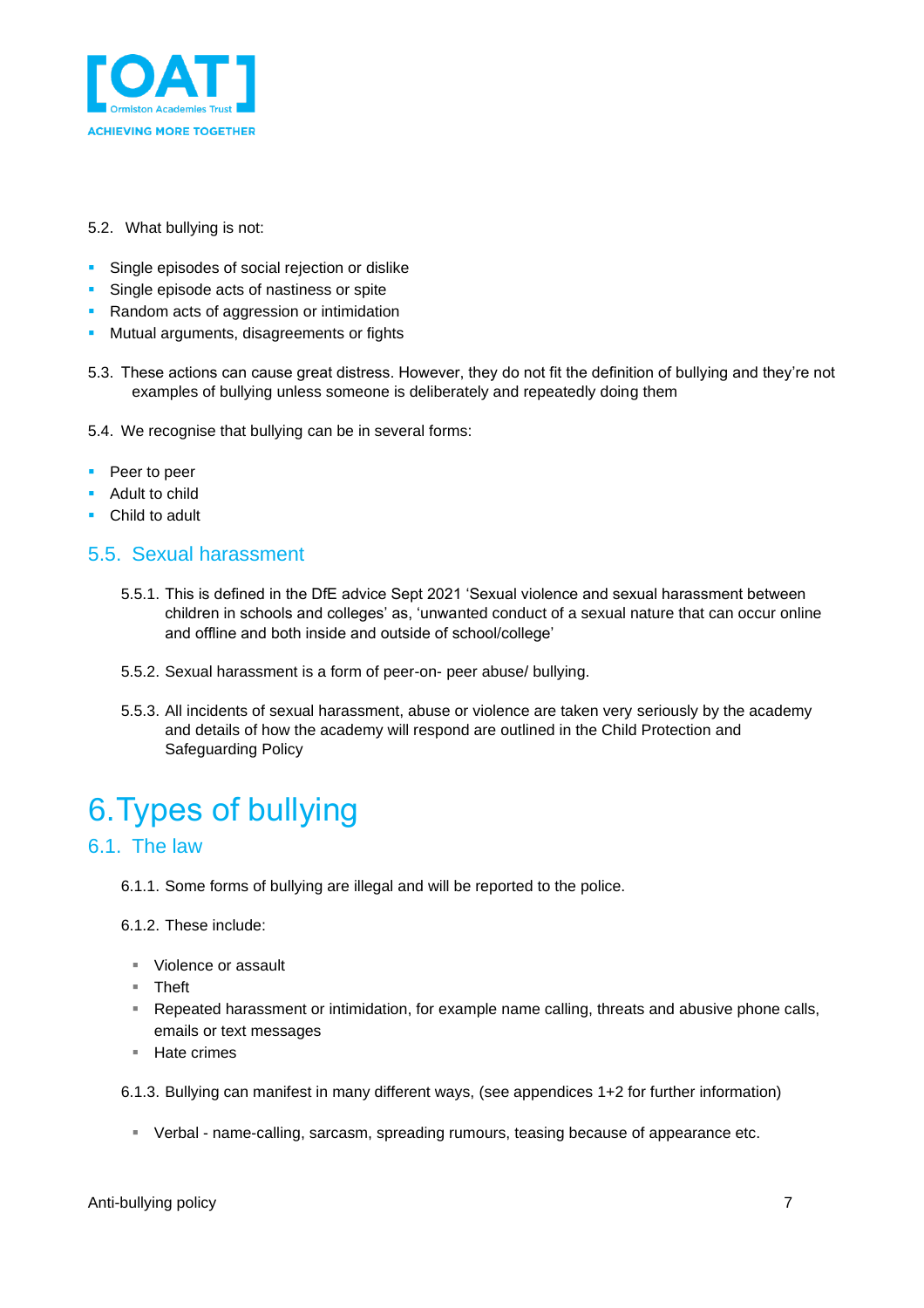5.2. What bullying is not:

- Single episodes of social rejection or dislike
- Single episode acts of nastiness or spite
- Random acts of aggression or intimidation
- Mutual arguments, disagreements or fights

5.3. These actions can cause great distress. However, they do not fit the definition of bullying and they're not examples of bullying unless someone is deliberately and repeatedly doing them

5.4. We recognise that bullying can be in several forms:

- Peer to peer
- Adult to child
- Child to adult

## 5.5. Sexual harassment

5.5.1. This is defined in the DfE advice Sept 2021 'Sexual violence and sexual harassment between children in schools and colleges' as, 'unwanted conduct of a sexual nature that can occur online and offline and both inside and outside of school/college'

5.5.2. Sexual harassment is a form of peer-on- peer abuse/ bullying.

5.5.3. All incidents of sexual harassment, abuse or violence are taken very seriously by the academy and details of how the academy will respond are outlined in the Child Protection and Safeguarding Policy

# 6. Types of bullying

## 6.1. The law

6.1.1. Some forms of bullying are illegal and will be reported to the police.

6.1.2. These include:

- Violence or assault
- Theft
- Repeated harassment or intimidation, for example name calling, threats and abusive phone calls, emails or text messages
- Hate crimes

6.1.3. Bullying can manifest in many different ways, (see appendices 1+2 for further information)

- Verbal - name-calling, sarcasm, spreading rumours, teasing because of appearance etc.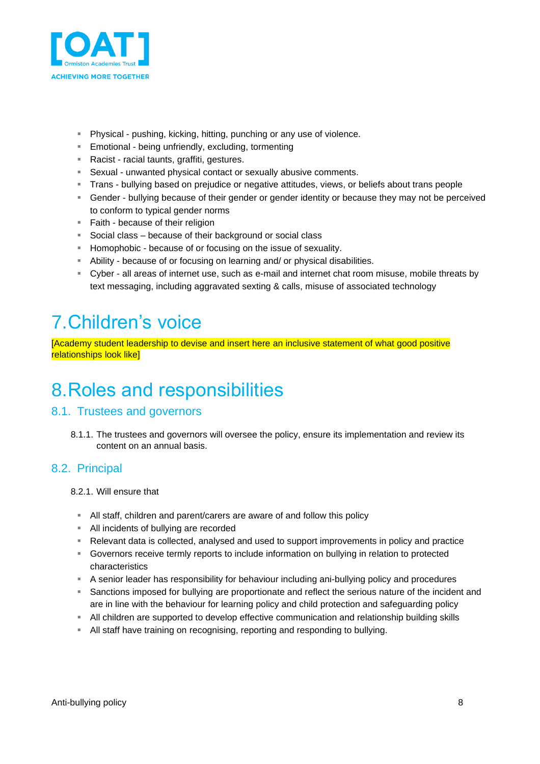- Physical - pushing, kicking, hitting, punching or any use of violence.
- Emotional - being unfriendly, excluding, tormenting
- Racist - racial taunts, graffiti, gestures.
- Sexual - unwanted physical contact or sexually abusive comments.
- Trans - bullying based on prejudice or negative attitudes, views, or beliefs about trans people
- Gender - bullying because of their gender or gender identity or because they may not be perceived to conform to typical gender norms
- Faith - because of their religion
- Social class – because of their background or social class
- Homophobic - because of or focusing on the issue of sexuality.
- Ability - because of or focusing on learning and/ or physical disabilities.
- Cyber - all areas of internet use, such as e-mail and internet chat room misuse, mobile threats by text messaging, including aggravated sexting & calls, misuse of associated technology

# 7. Children's voice

[Academy student leadership to devise and insert here an inclusive statement of what good positive relationships look like]

# 8. Roles and responsibilities

## 8.1. Trustees and governors

8.1.1. The trustees and governors will oversee the policy, ensure its implementation and review its content on an annual basis.

## 8.2. Principal

8.2.1. Will ensure that

- All staff, children and parent/carers are aware of and follow this policy
- All incidents of bullying are recorded
- Relevant data is collected, analysed and used to support improvements in policy and practice
- Governors receive termly reports to include information on bullying in relation to protected characteristics
- A senior leader has responsibility for behaviour including ani-bullying policy and procedures
- Sanctions imposed for bullying are proportionate and reflect the serious nature of the incident and are in line with the behaviour for learning policy and child protection and safeguarding policy
- All children are supported to develop effective communication and relationship building skills
- All staff have training on recognising, reporting and responding to bullying.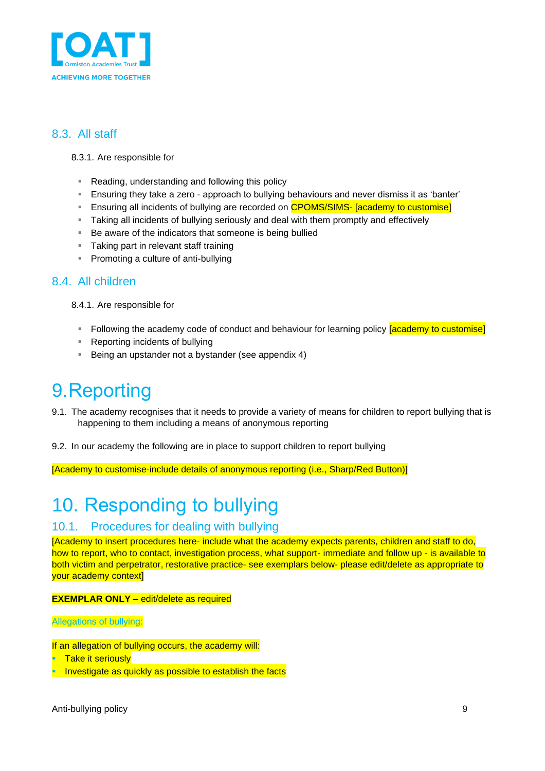## 8.3. All staff

8.3.1. Are responsible for

- Reading, understanding and following this policy
- Ensuring they take a zero - approach to bullying behaviours and never dismiss it as 'banter'
- Ensuring all incidents of bullying are recorded on CPOMS/SIMS- [academy to customise]
- Taking all incidents of bullying seriously and deal with them promptly and effectively
- Be aware of the indicators that someone is being bullied
- Taking part in relevant staff training
- Promoting a culture of anti-bullying

## 8.4. All children

8.4.1. Are responsible for

- Following the academy code of conduct and behaviour for learning policy [academy to customise]
- Reporting incidents of bullying
- Being an upstander not a bystander (see appendix 4)

# 9. Reporting

9.1. The academy recognises that it needs to provide a variety of means for children to report bullying that is happening to them including a means of anonymous reporting

9.2. In our academy the following are in place to support children to report bullying

[Academy to customise-include details of anonymous reporting (i.e., Sharp/Red Button)]

# 10. Responding to bullying

## 10.1. Procedures for dealing with bullying

[Academy to insert procedures here- include what the academy expects parents, children and staff to do, how to report, who to contact, investigation process, what support- immediate and follow up - is available to both victim and perpetrator, restorative practice- see exemplars below- please edit/delete as appropriate to your academy context]

**EXEMPLAR ONLY** – edit/delete as required

Allegations of bullying:

If an allegation of bullying occurs, the academy will:

- Take it seriously
- Investigate as quickly as possible to establish the facts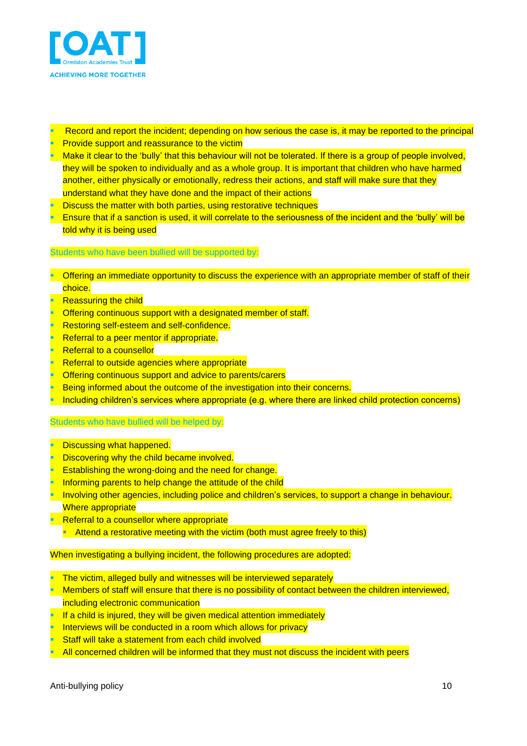- Record and report the incident; depending on how serious the case is, it may be reported to the principal
- Provide support and reassurance to the victim
- Make it clear to the 'bully' that this behaviour will not be tolerated. If there is a group of people involved, they will be spoken to individually and as a whole group. It is important that children who have harmed another, either physically or emotionally, redress their actions, and staff will make sure that they understand what they have done and the impact of their actions
- Discuss the matter with both parties, using restorative techniques
- Ensure that if a sanction is used, it will correlate to the seriousness of the incident and the 'bully' will be told why it is being used

### Students who have been bullied will be supported by:

- Offering an immediate opportunity to discuss the experience with an appropriate member of staff of their choice.
- Reassuring the child
- Offering continuous support with a designated member of staff.
- Restoring self-esteem and self-confidence.
- Referral to a peer mentor if appropriate.
- Referral to a counsellor
- Referral to outside agencies where appropriate
- Offering continuous support and advice to parents/carers
- Being informed about the outcome of the investigation into their concerns.
- Including children's services where appropriate (e.g. where there are linked child protection concerns)

### Students who have bullied will be helped by:

- Discussing what happened.
- Discovering why the child became involved.
- Establishing the wrong-doing and the need for change.
- Informing parents to help change the attitude of the child
- Involving other agencies, including police and children's services, to support a change in behaviour. Where appropriate
- Referral to a counsellor where appropriate
  - Attend a restorative meeting with the victim (both must agree freely to this)

When investigating a bullying incident, the following procedures are adopted:

- The victim, alleged bully and witnesses will be interviewed separately
- Members of staff will ensure that there is no possibility of contact between the children interviewed, including electronic communication
- If a child is injured, they will be given medical attention immediately
- Interviews will be conducted in a room which allows for privacy
- Staff will take a statement from each child involved
- All concerned children will be informed that they must not discuss the incident with peers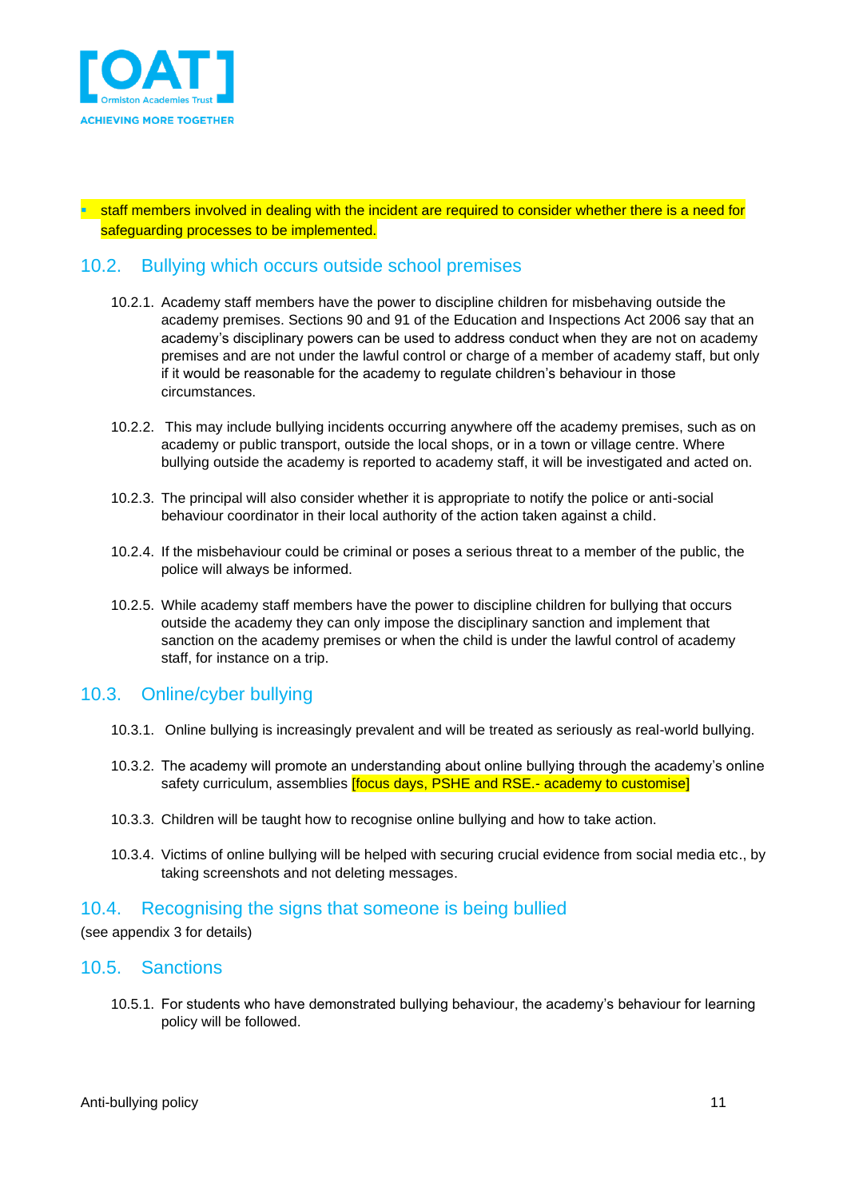- staff members involved in dealing with the incident are required to consider whether there is a need for safeguarding processes to be implemented.

## 10.2. Bullying which occurs outside school premises

10.2.1. Academy staff members have the power to discipline children for misbehaving outside the academy premises. Sections 90 and 91 of the Education and Inspections Act 2006 say that an academy's disciplinary powers can be used to address conduct when they are not on academy premises and are not under the lawful control or charge of a member of academy staff, but only if it would be reasonable for the academy to regulate children's behaviour in those circumstances.

10.2.2. This may include bullying incidents occurring anywhere off the academy premises, such as on academy or public transport, outside the local shops, or in a town or village centre. Where bullying outside the academy is reported to academy staff, it will be investigated and acted on.

10.2.3. The principal will also consider whether it is appropriate to notify the police or anti-social behaviour coordinator in their local authority of the action taken against a child.

10.2.4. If the misbehaviour could be criminal or poses a serious threat to a member of the public, the police will always be informed.

10.2.5. While academy staff members have the power to discipline children for bullying that occurs outside the academy they can only impose the disciplinary sanction and implement that sanction on the academy premises or when the child is under the lawful control of academy staff, for instance on a trip.

## 10.3. Online/cyber bullying

10.3.1. Online bullying is increasingly prevalent and will be treated as seriously as real-world bullying.

10.3.2. The academy will promote an understanding about online bullying through the academy's online safety curriculum, assemblies [focus days, PSHE and RSE.- academy to customise]

10.3.3. Children will be taught how to recognise online bullying and how to take action.

10.3.4. Victims of online bullying will be helped with securing crucial evidence from social media etc., by taking screenshots and not deleting messages.

## 10.4. Recognising the signs that someone is being bullied

(see appendix 3 for details)

## 10.5. Sanctions

10.5.1. For students who have demonstrated bullying behaviour, the academy's behaviour for learning policy will be followed.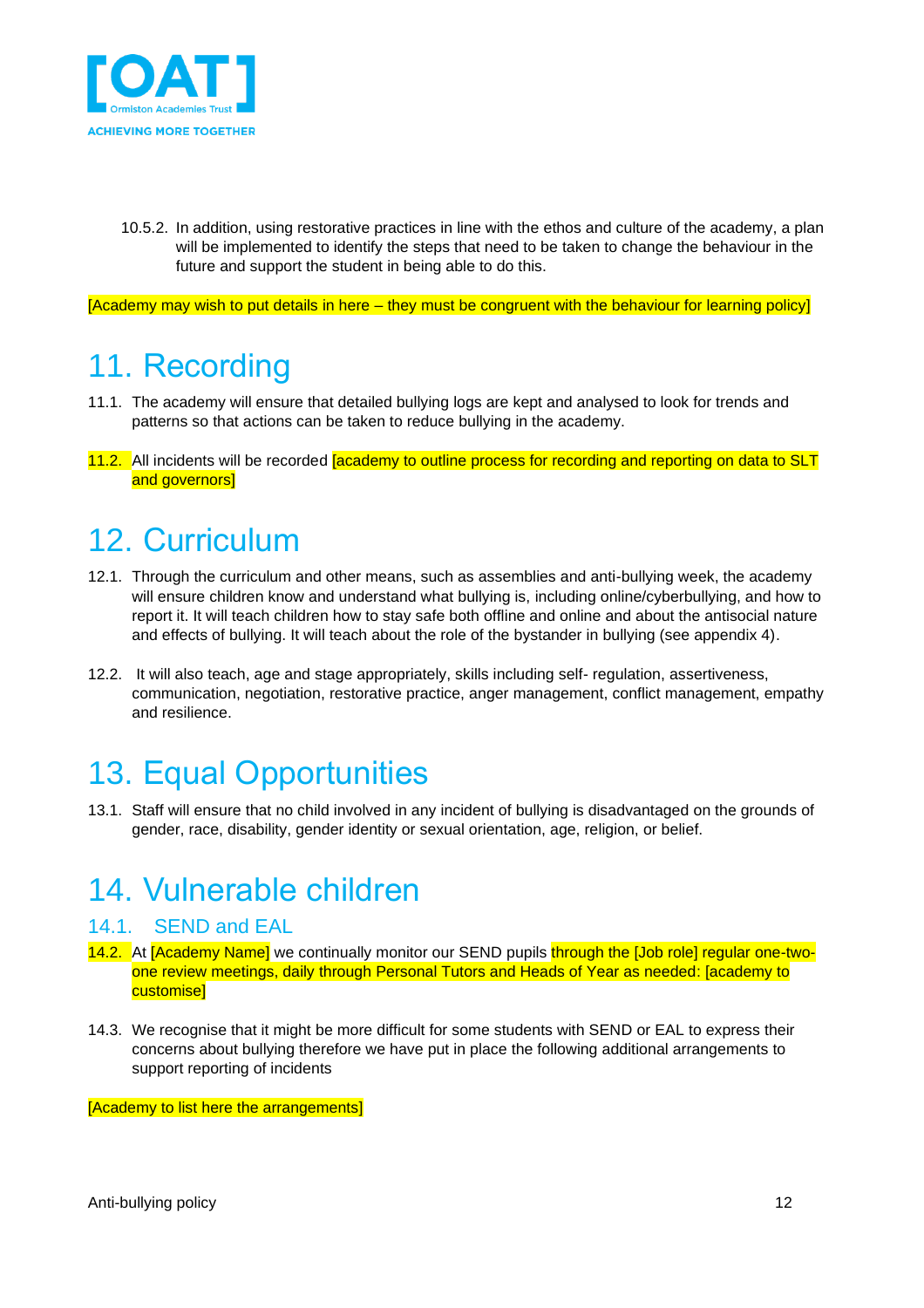10.5.2. In addition, using restorative practices in line with the ethos and culture of the academy, a plan will be implemented to identify the steps that need to be taken to change the behaviour in the future and support the student in being able to do this.

[Academy may wish to put details in here – they must be congruent with the behaviour for learning policy]

# 11. Recording

11.1. The academy will ensure that detailed bullying logs are kept and analysed to look for trends and patterns so that actions can be taken to reduce bullying in the academy.

11.2. All incidents will be recorded [academy to outline process for recording and reporting on data to SLT and governors]

# 12. Curriculum

12.1. Through the curriculum and other means, such as assemblies and anti-bullying week, the academy will ensure children know and understand what bullying is, including online/cyberbullying, and how to report it. It will teach children how to stay safe both offline and online and about the antisocial nature and effects of bullying. It will teach about the role of the bystander in bullying (see appendix 4).

12.2. It will also teach, age and stage appropriately, skills including self- regulation, assertiveness, communication, negotiation, restorative practice, anger management, conflict management, empathy and resilience.

# 13. Equal Opportunities

13.1. Staff will ensure that no child involved in any incident of bullying is disadvantaged on the grounds of gender, race, disability, gender identity or sexual orientation, age, religion, or belief.

# 14. Vulnerable children

## 14.1. SEND and EAL

14.2. At [Academy Name] we continually monitor our SEND pupils through the [Job role] regular one-two-one review meetings, daily through Personal Tutors and Heads of Year as needed: [academy to customise]

14.3. We recognise that it might be more difficult for some students with SEND or EAL to express their concerns about bullying therefore we have put in place the following additional arrangements to support reporting of incidents

[Academy to list here the arrangements]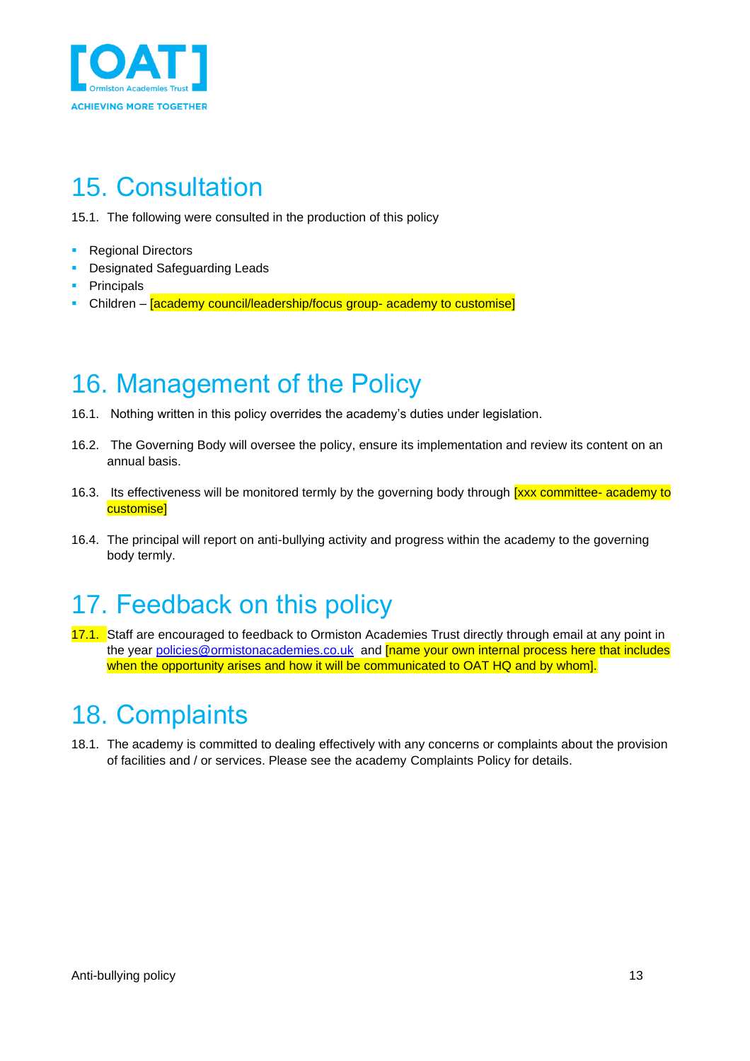# 15. Consultation

15.1. The following were consulted in the production of this policy

- Regional Directors
- Designated Safeguarding Leads
- Principals
- Children – [academy council/leadership/focus group- academy to customise]

# 16. Management of the Policy

16.1. Nothing written in this policy overrides the academy's duties under legislation.

16.2. The Governing Body will oversee the policy, ensure its implementation and review its content on an annual basis.

16.3. Its effectiveness will be monitored termly by the governing body through [xxx committee- academy to customise]

16.4. The principal will report on anti-bullying activity and progress within the academy to the governing body termly.

# 17. Feedback on this policy

17.1. Staff are encouraged to feedback to Ormiston Academies Trust directly through email at any point in the year policies@ormistonacademies.co.uk and [name your own internal process here that includes when the opportunity arises and how it will be communicated to OAT HQ and by whom].

# 18. Complaints

18.1. The academy is committed to dealing effectively with any concerns or complaints about the provision of facilities and / or services. Please see the academy Complaints Policy for details.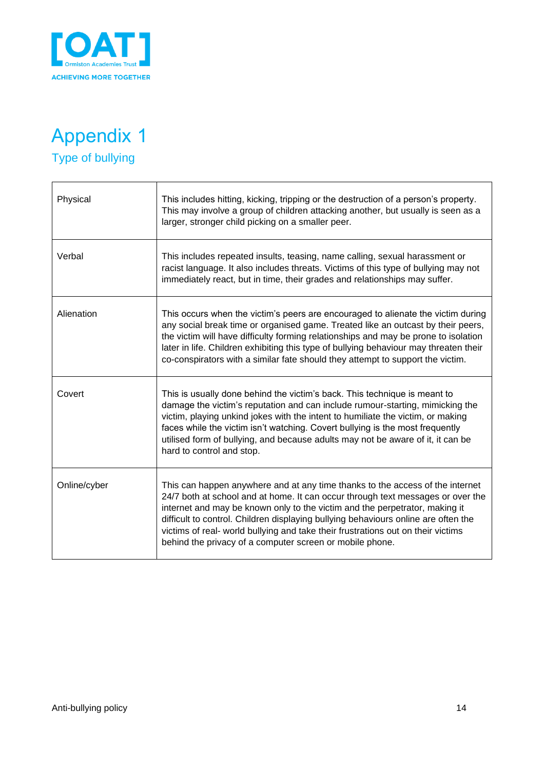# Appendix 1

## Type of bullying

| | |
|---|---|
| Physical | This includes hitting, kicking, tripping or the destruction of a person's property. This may involve a group of children attacking another, but usually is seen as a larger, stronger child picking on a smaller peer. |
| Verbal | This includes repeated insults, teasing, name calling, sexual harassment or racist language. It also includes threats. Victims of this type of bullying may not immediately react, but in time, their grades and relationships may suffer. |
| Alienation | This occurs when the victim's peers are encouraged to alienate the victim during any social break time or organised game. Treated like an outcast by their peers, the victim will have difficulty forming relationships and may be prone to isolation later in life. Children exhibiting this type of bullying behaviour may threaten their co-conspirators with a similar fate should they attempt to support the victim. |
| Covert | This is usually done behind the victim's back. This technique is meant to damage the victim's reputation and can include rumour-starting, mimicking the victim, playing unkind jokes with the intent to humiliate the victim, or making faces while the victim isn't watching. Covert bullying is the most frequently utilised form of bullying, and because adults may not be aware of it, it can be hard to control and stop. |
| Online/cyber | This can happen anywhere and at any time thanks to the access of the internet 24/7 both at school and at home. It can occur through text messages or over the internet and may be known only to the victim and the perpetrator, making it difficult to control. Children displaying bullying behaviours online are often the victims of real- world bullying and take their frustrations out on their victims behind the privacy of a computer screen or mobile phone. |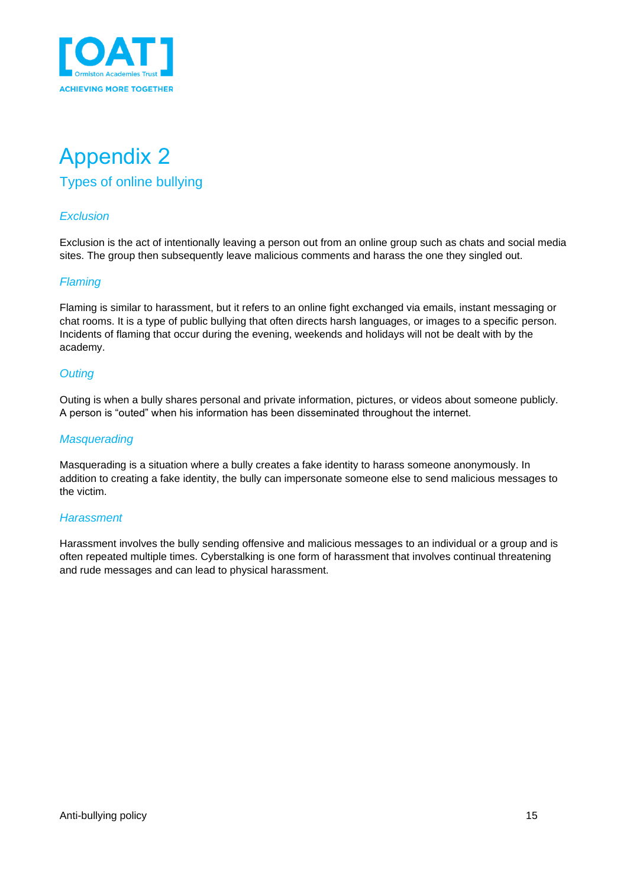# Appendix 2

## Types of online bullying

### *Exclusion*

Exclusion is the act of intentionally leaving a person out from an online group such as chats and social media sites. The group then subsequently leave malicious comments and harass the one they singled out.

### *Flaming*

Flaming is similar to harassment, but it refers to an online fight exchanged via emails, instant messaging or chat rooms. It is a type of public bullying that often directs harsh languages, or images to a specific person. Incidents of flaming that occur during the evening, weekends and holidays will not be dealt with by the academy.

### *Outing*

Outing is when a bully shares personal and private information, pictures, or videos about someone publicly. A person is "outed" when his information has been disseminated throughout the internet.

### *Masquerading*

Masquerading is a situation where a bully creates a fake identity to harass someone anonymously. In addition to creating a fake identity, the bully can impersonate someone else to send malicious messages to the victim.

### *Harassment*

Harassment involves the bully sending offensive and malicious messages to an individual or a group and is often repeated multiple times. Cyberstalking is one form of harassment that involves continual threatening and rude messages and can lead to physical harassment.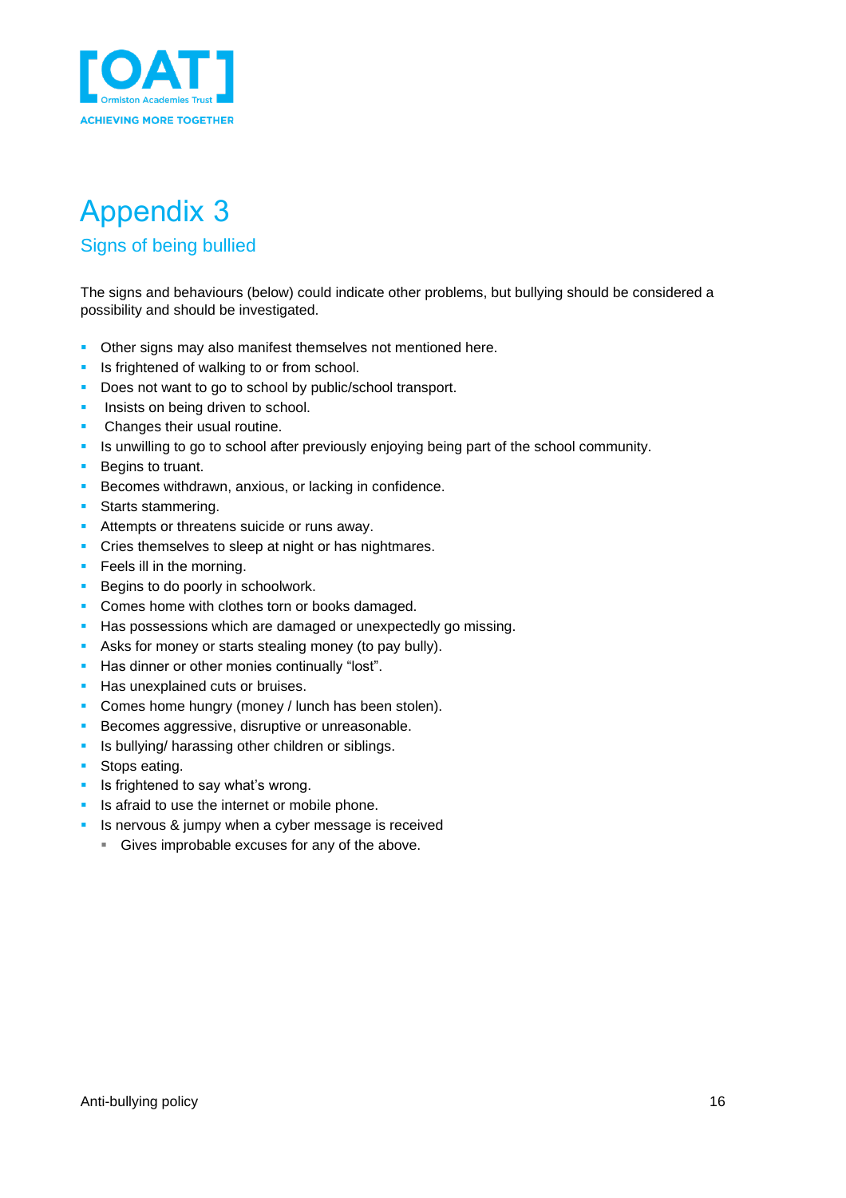# Appendix 3

## Signs of being bullied

The signs and behaviours (below) could indicate other problems, but bullying should be considered a possibility and should be investigated.

- Other signs may also manifest themselves not mentioned here.
- Is frightened of walking to or from school.
- Does not want to go to school by public/school transport.
- Insists on being driven to school.
- Changes their usual routine.
- Is unwilling to go to school after previously enjoying being part of the school community.
- Begins to truant.
- Becomes withdrawn, anxious, or lacking in confidence.
- Starts stammering.
- Attempts or threatens suicide or runs away.
- Cries themselves to sleep at night or has nightmares.
- Feels ill in the morning.
- Begins to do poorly in schoolwork.
- Comes home with clothes torn or books damaged.
- Has possessions which are damaged or unexpectedly go missing.
- Asks for money or starts stealing money (to pay bully).
- Has dinner or other monies continually "lost".
- Has unexplained cuts or bruises.
- Comes home hungry (money / lunch has been stolen).
- Becomes aggressive, disruptive or unreasonable.
- Is bullying/ harassing other children or siblings.
- Stops eating.
- Is frightened to say what's wrong.
- Is afraid to use the internet or mobile phone.
- Is nervous & jumpy when a cyber message is received
  - Gives improbable excuses for any of the above.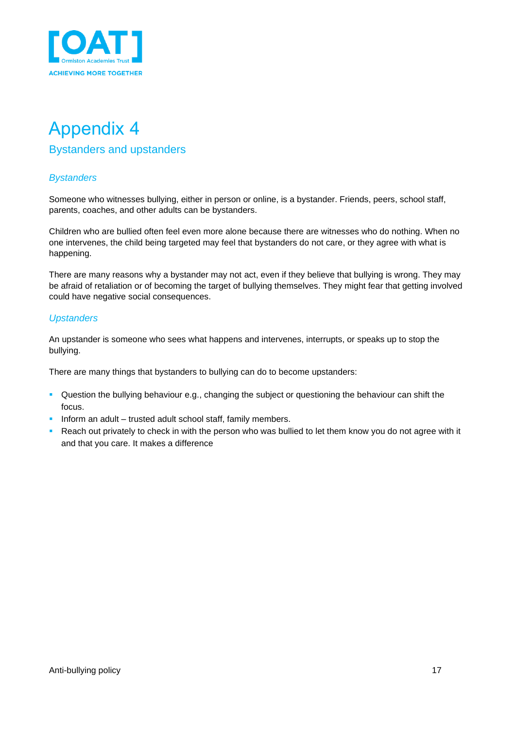# Appendix 4

## Bystanders and upstanders

### *Bystanders*

Someone who witnesses bullying, either in person or online, is a bystander. Friends, peers, school staff, parents, coaches, and other adults can be bystanders.

Children who are bullied often feel even more alone because there are witnesses who do nothing. When no one intervenes, the child being targeted may feel that bystanders do not care, or they agree with what is happening.

There are many reasons why a bystander may not act, even if they believe that bullying is wrong. They may be afraid of retaliation or of becoming the target of bullying themselves. They might fear that getting involved could have negative social consequences.

### *Upstanders*

An upstander is someone who sees what happens and intervenes, interrupts, or speaks up to stop the bullying.

There are many things that bystanders to bullying can do to become upstanders:

- Question the bullying behaviour e.g., changing the subject or questioning the behaviour can shift the focus.
- Inform an adult – trusted adult school staff, family members.
- Reach out privately to check in with the person who was bullied to let them know you do not agree with it and that you care. It makes a difference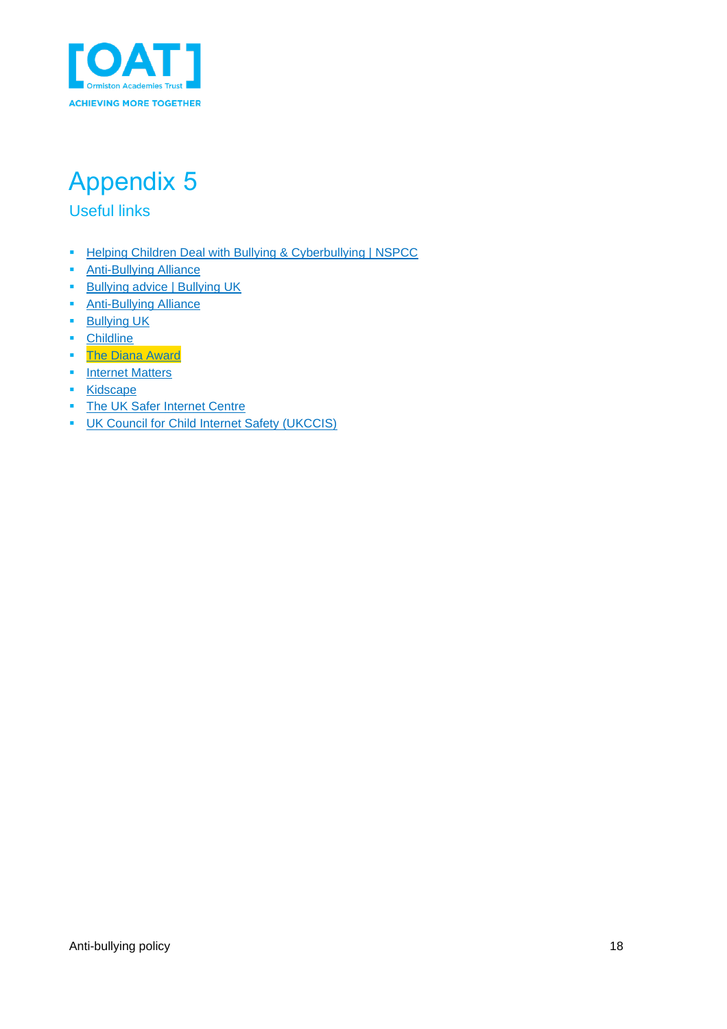# Appendix 5

## Useful links

- Helping Children Deal with Bullying & Cyberbullying | NSPCC
- Anti-Bullying Alliance
- Bullying advice | Bullying UK
- Anti-Bullying Alliance
- Bullying UK
- Childline
- The Diana Award
- Internet Matters
- Kidscape
- The UK Safer Internet Centre
- UK Council for Child Internet Safety (UKCCIS)